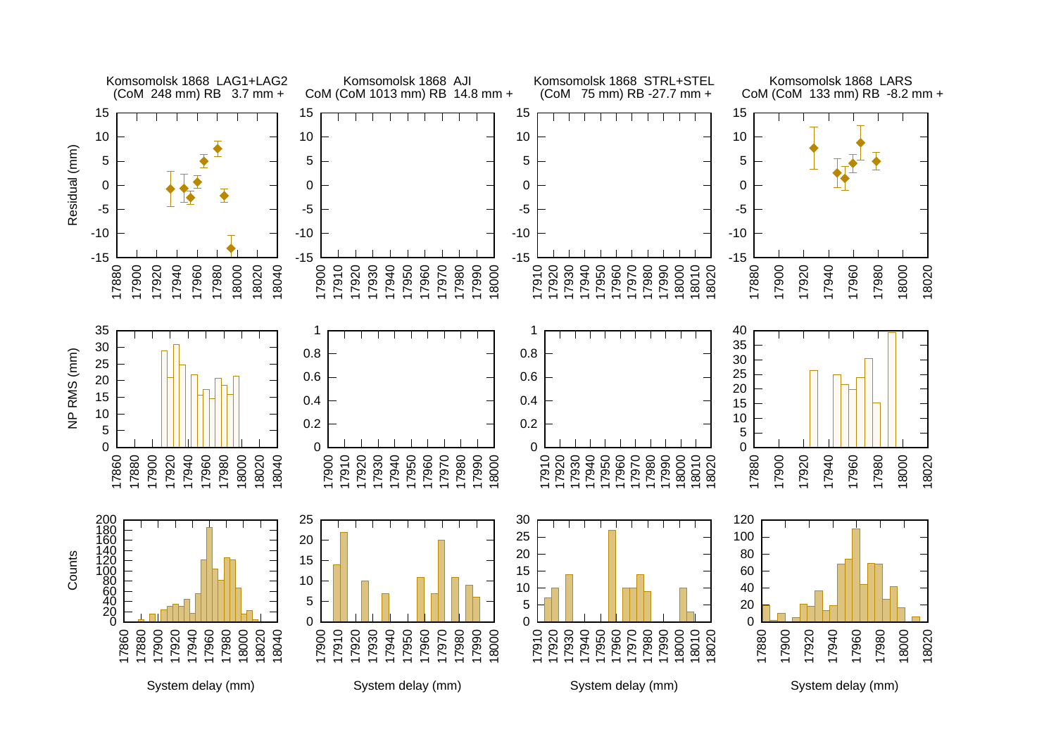Komsomolsk 1868 LAG1+LAG2
(CoM 248 mm) RB 3.7 mm +

Komsomolsk 1868 AJI
CoM (CoM 1013 mm) RB 14.8 mm +

Komsomolsk 1868 STRL+STEL
(CoM 75 mm) RB -27.7 mm +

Komsomolsk 1868 LARS
CoM (CoM 133 mm) RB -8.2 mm +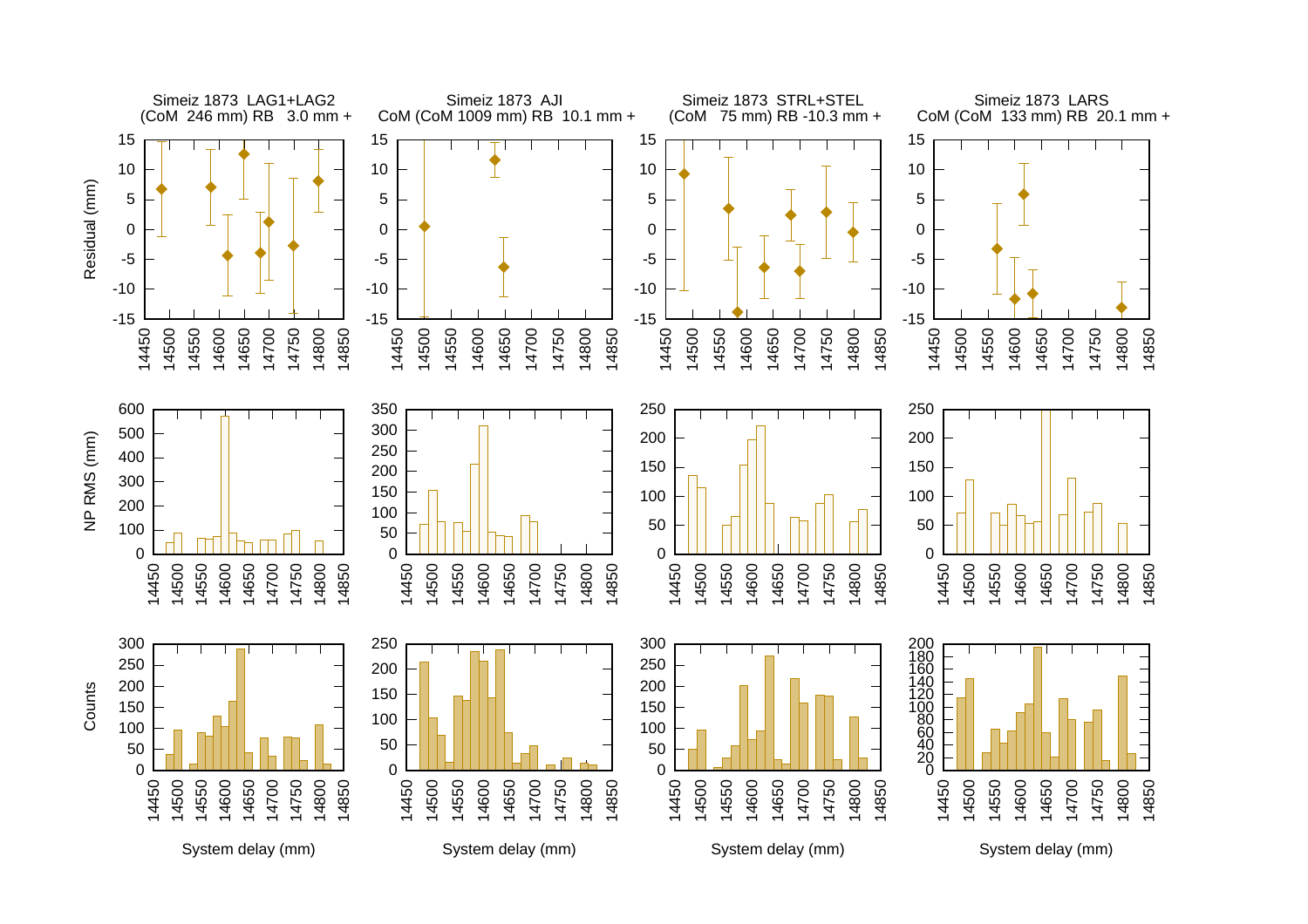Simeiz 1873 LAG1+LAG2
(CoM 246 mm) RB 3.0 mm +

Simeiz 1873 AJI
CoM (CoM 1009 mm) RB 10.1 mm +

Simeiz 1873 STRL+STEL
(CoM 75 mm) RB -10.3 mm +

Simeiz 1873 LARS
CoM (CoM 133 mm) RB 20.1 mm +

Residual (mm)

NP RMS (mm)

Counts

System delay (mm)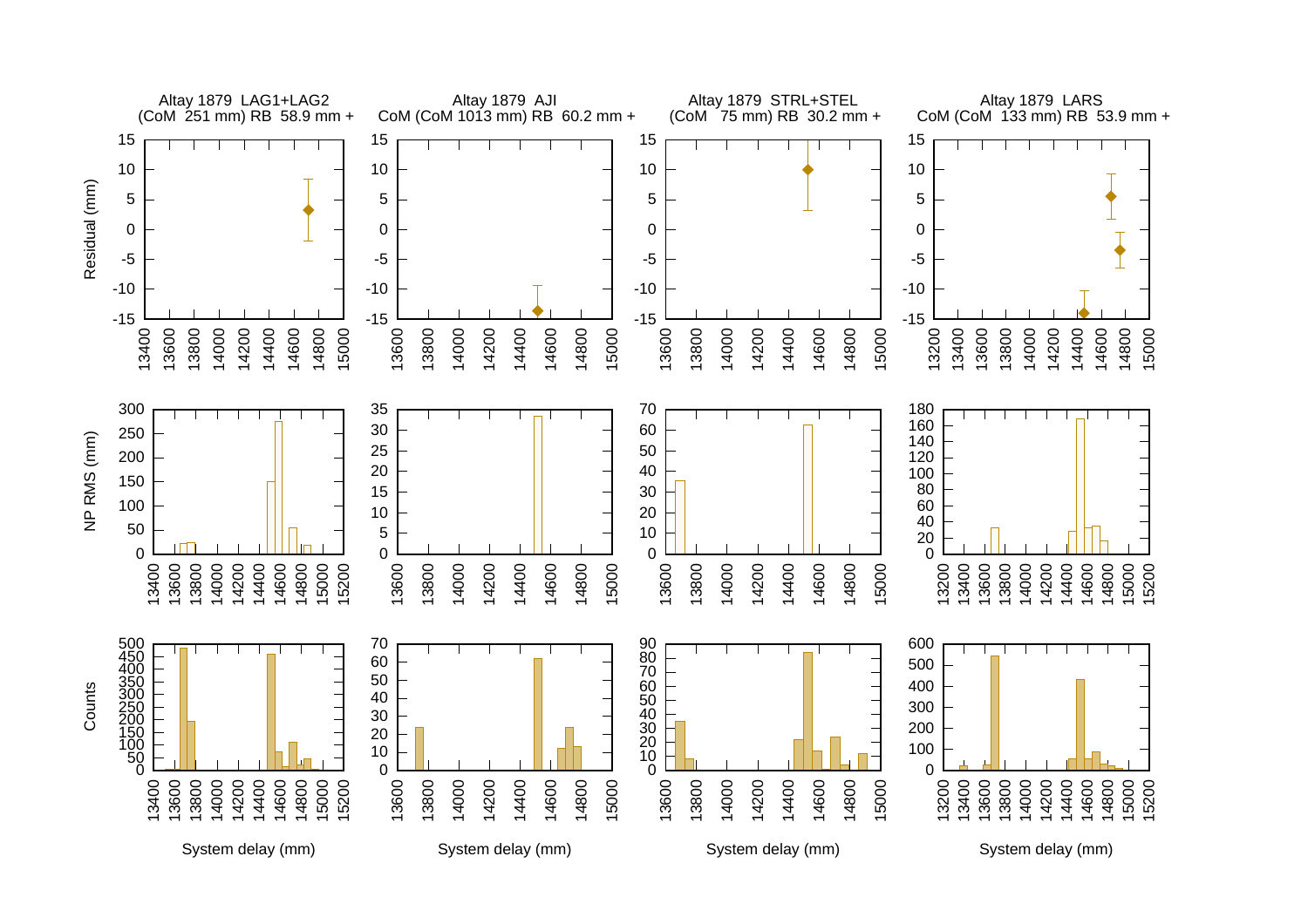Altay 1879 LAG1+LAG2
(CoM 251 mm) RB 58.9 mm +

Altay 1879 AJI
CoM (CoM 1013 mm) RB 60.2 mm +

Altay 1879 STRL+STEL
(CoM 75 mm) RB 30.2 mm +

Altay 1879 LARS
CoM (CoM 133 mm) RB 53.9 mm +

Residual (mm)

NP RMS (mm)

Counts

System delay (mm)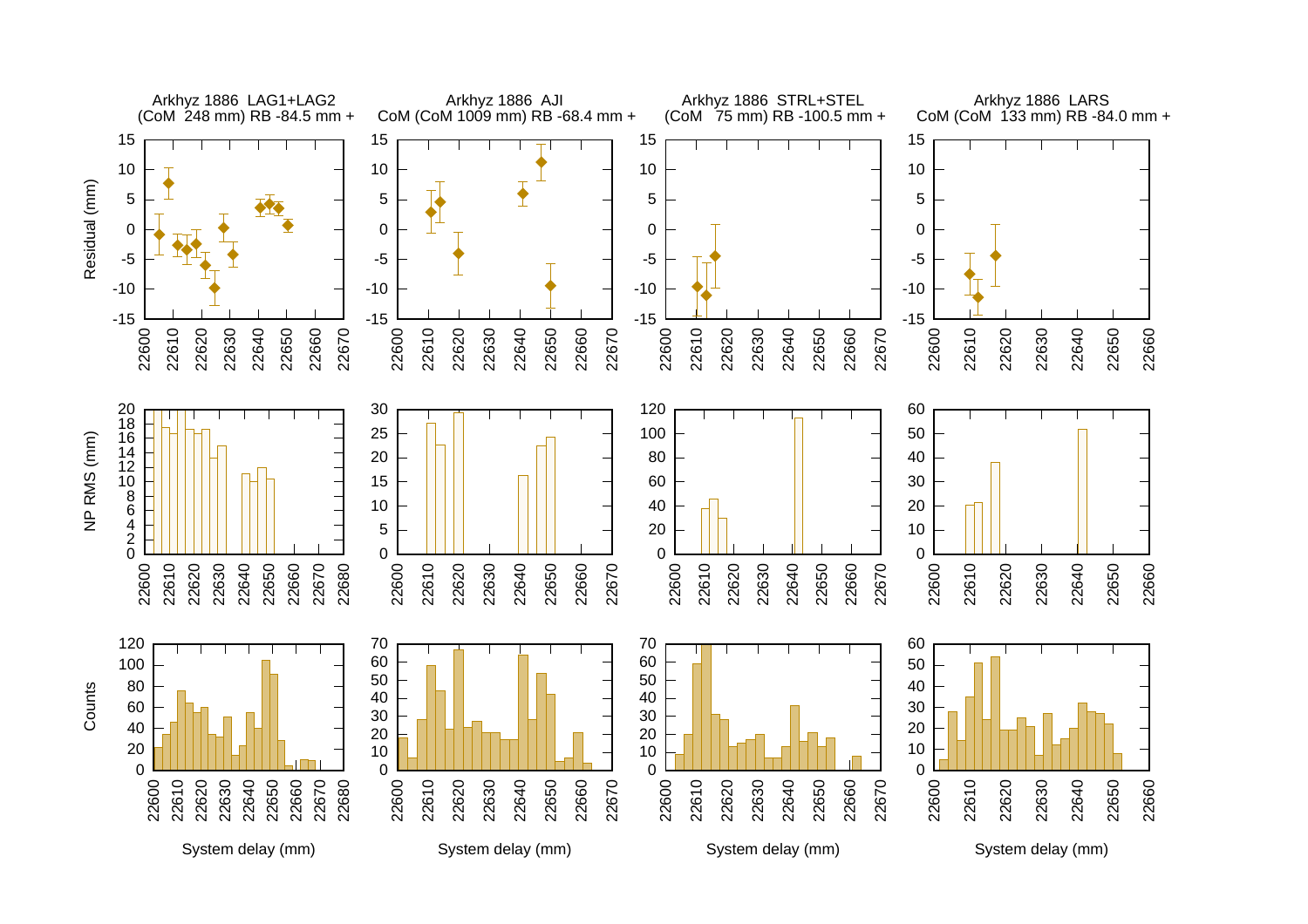Arkhyz 1886 LAG1+LAG2
(CoM 248 mm) RB -84.5 mm +

Arkhyz 1886 AJI
CoM (CoM 1009 mm) RB -68.4 mm +

Arkhyz 1886 STRL+STEL
(CoM 75 mm) RB -100.5 mm +

Arkhyz 1886 LARS
CoM (CoM 133 mm) RB -84.0 mm +

Residual (mm)

NP RMS (mm)

Counts

System delay (mm)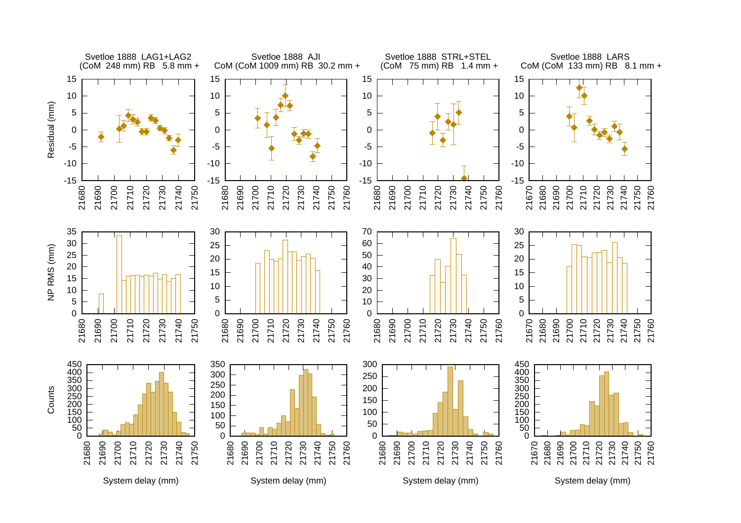Svetloe 1888 LAG1+LAG2
(CoM 248 mm) RB 5.8 mm +

Svetloe 1888 AJI
CoM (CoM 1009 mm) RB 30.2 mm +

Svetloe 1888 STRL+STEL
(CoM 75 mm) RB 1.4 mm +

Svetloe 1888 LARS
CoM (CoM 133 mm) RB 8.1 mm +

Residual (mm)

NP RMS (mm)

Counts

System delay (mm)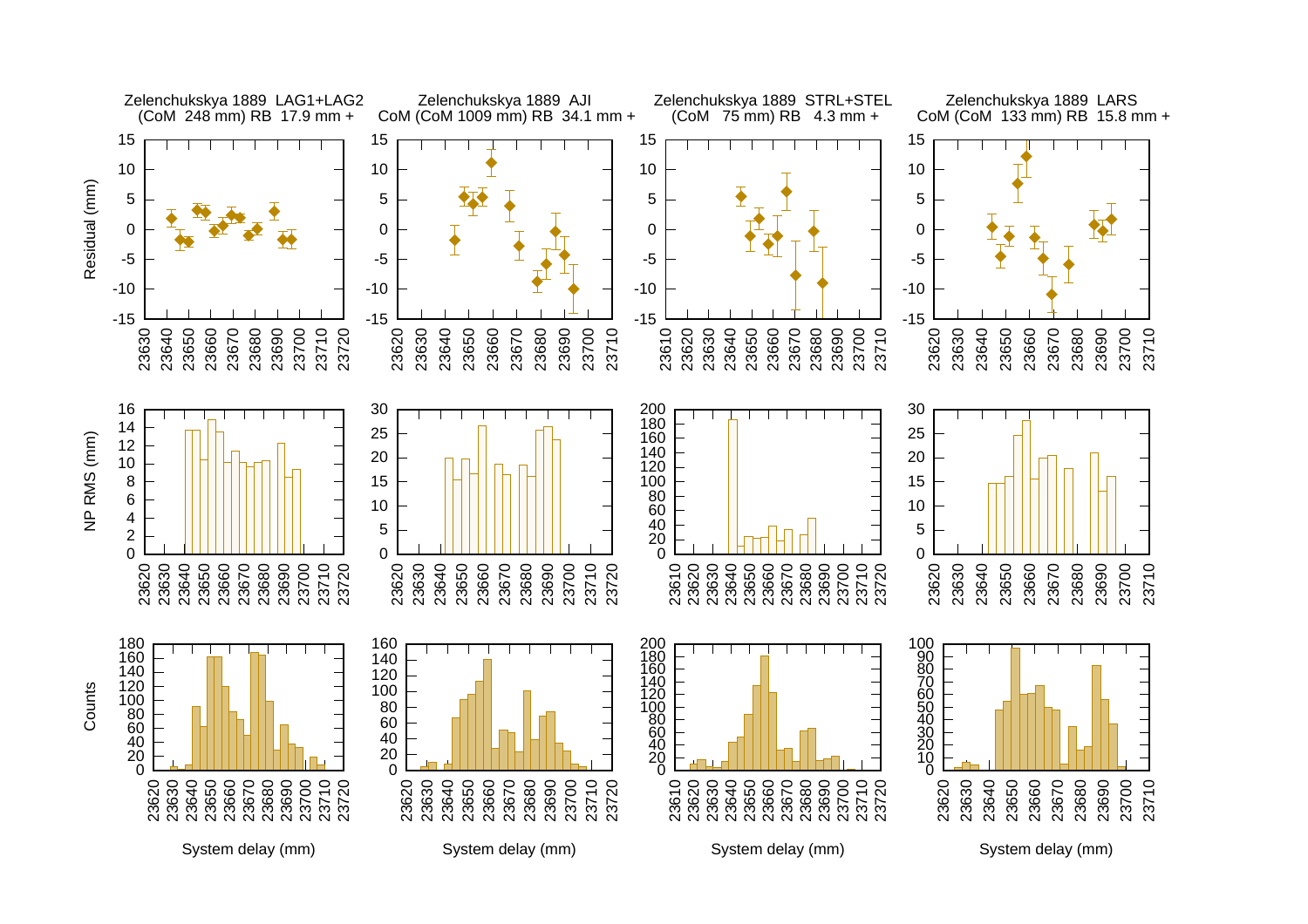Zelenchukskya 1889 LAG1+LAG2
(CoM 248 mm) RB 17.9 mm +

Zelenchukskya 1889 AJI
CoM (CoM 1009 mm) RB 34.1 mm +

Zelenchukskya 1889 STRL+STEL
(CoM 75 mm) RB 4.3 mm +

Zelenchukskya 1889 LARS
CoM (CoM 133 mm) RB 15.8 mm +

Residual (mm)

NP RMS (mm)

Counts

System delay (mm)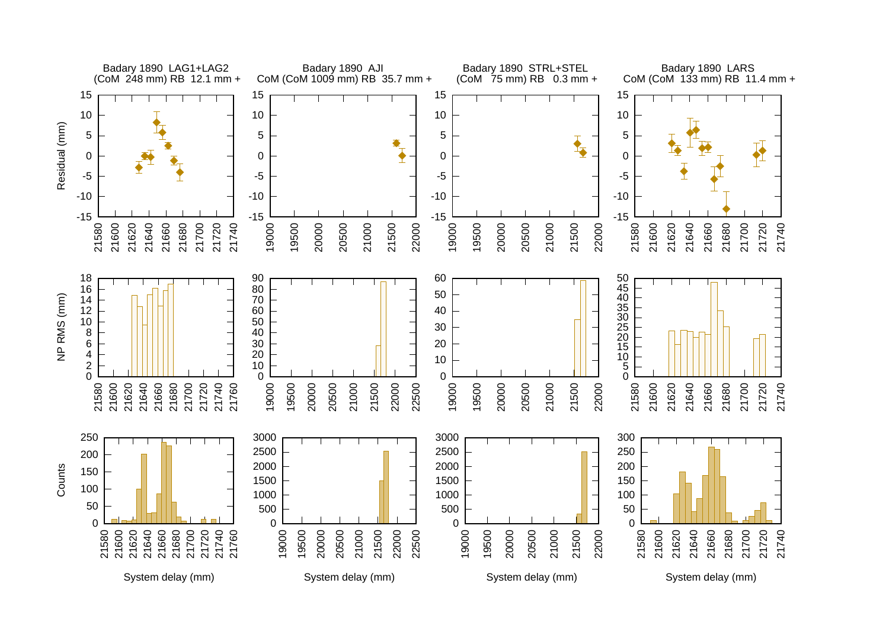Badary 1890 LAG1+LAG2
(CoM 248 mm) RB 12.1 mm +

Badary 1890 AJI
CoM (CoM 1009 mm) RB 35.7 mm +

Badary 1890 STRL+STEL
(CoM 75 mm) RB 0.3 mm +

Badary 1890 LARS
CoM (CoM 133 mm) RB 11.4 mm +

Residual (mm)

NP RMS (mm)

Counts

System delay (mm)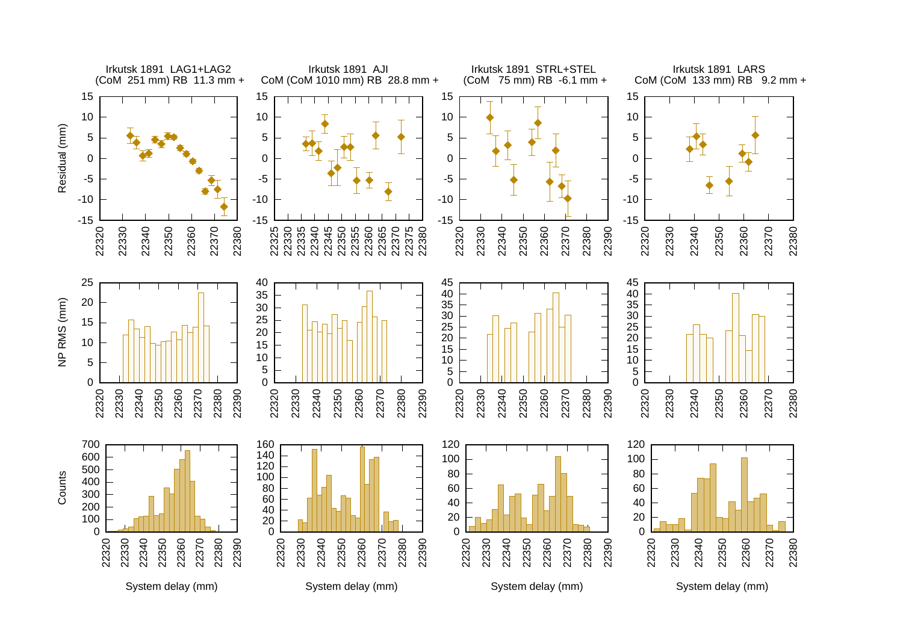Irkutsk 1891 LAG1+LAG2
(CoM 251 mm) RB 11.3 mm +

Irkutsk 1891 AJI
CoM (CoM 1010 mm) RB 28.8 mm +

Irkutsk 1891 STRL+STEL
(CoM 75 mm) RB -6.1 mm +

Irkutsk 1891 LARS
CoM (CoM 133 mm) RB 9.2 mm +

Residual (mm)

NP RMS (mm)

Counts

System delay (mm)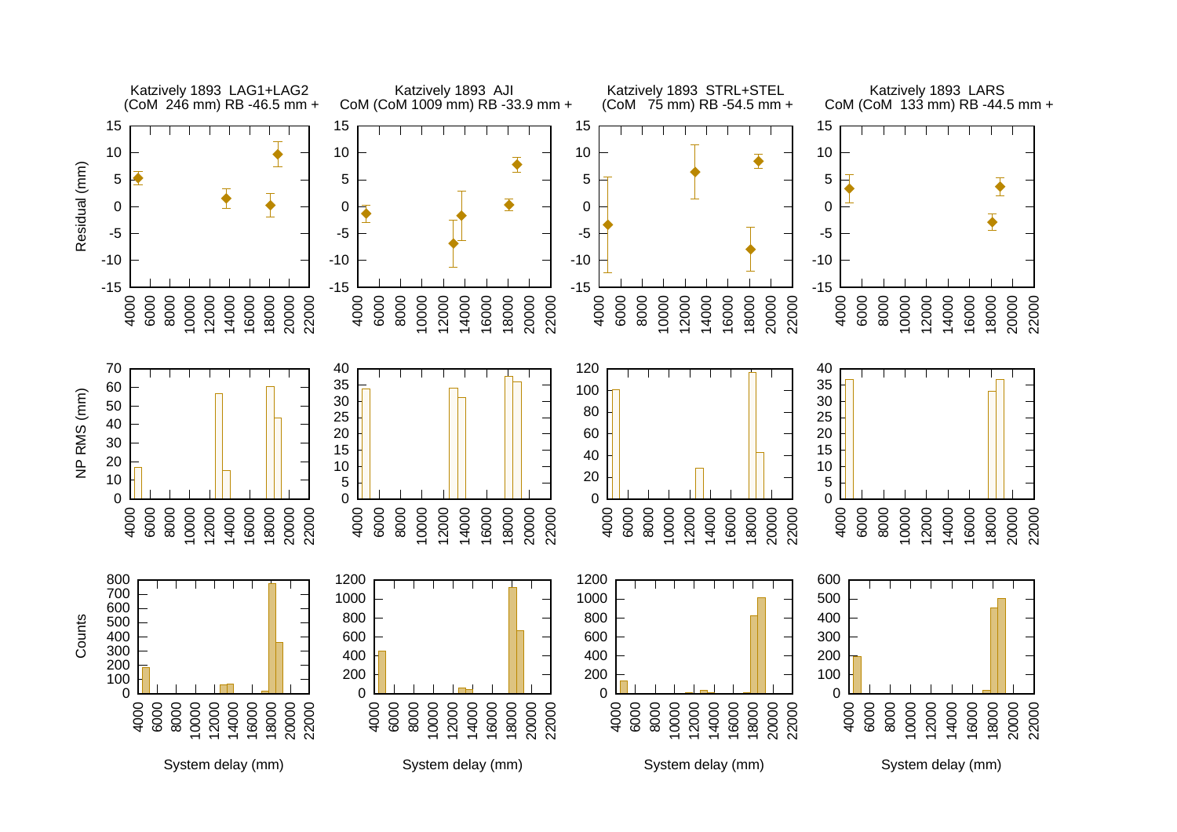Katzively 1893 LAG1+LAG2
(CoM 246 mm) RB -46.5 mm +

Katzively 1893 AJI
CoM (CoM 1009 mm) RB -33.9 mm +

Katzively 1893 STRL+STEL
(CoM 75 mm) RB -54.5 mm +

Katzively 1893 LARS
CoM (CoM 133 mm) RB -44.5 mm +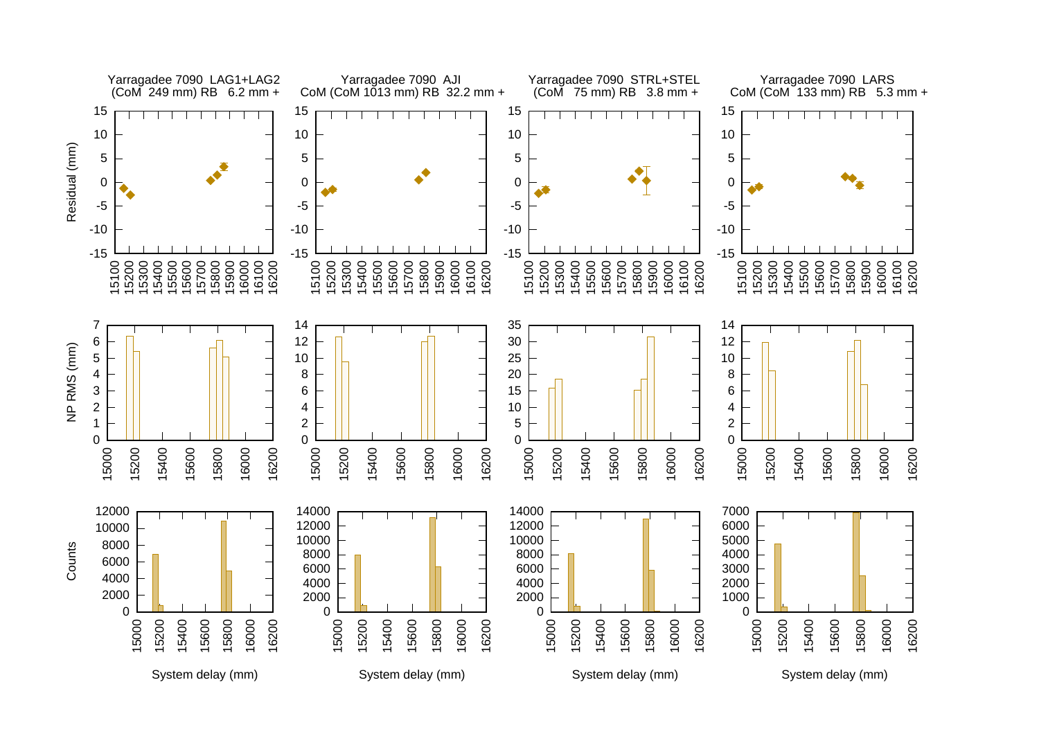Yarragadee 7090 LAG1+LAG2
(CoM 249 mm) RB 6.2 mm +

Yarragadee 7090 AJI
CoM (CoM 1013 mm) RB 32.2 mm +

Yarragadee 7090 STRL+STEL
(CoM 75 mm) RB 3.8 mm +

Yarragadee 7090 LARS
CoM (CoM 133 mm) RB 5.3 mm +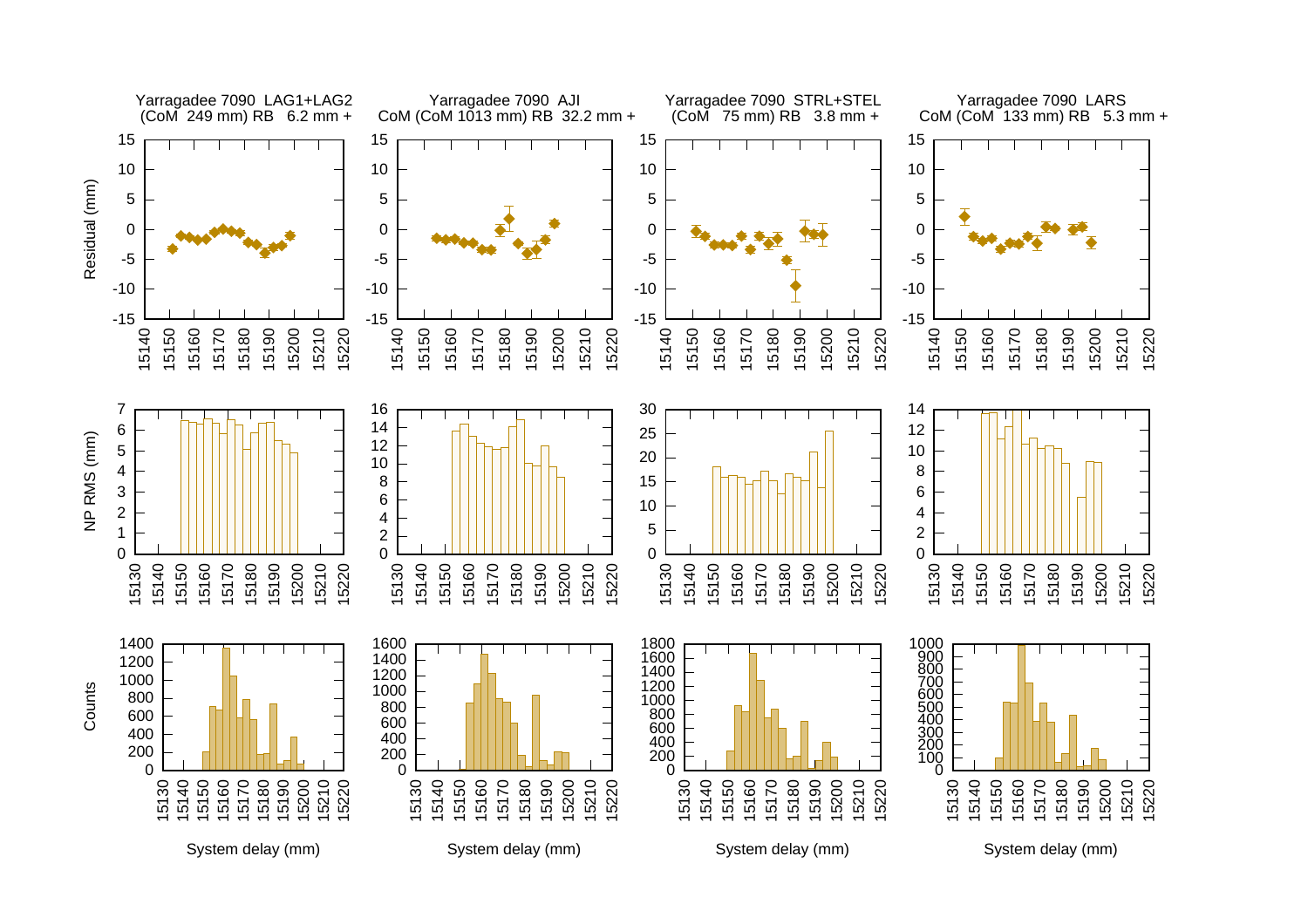Yarragadee 7090 LAG1+LAG2
(CoM 249 mm) RB 6.2 mm +

Yarragadee 7090 AJI
CoM (CoM 1013 mm) RB 32.2 mm +

Yarragadee 7090 STRL+STEL
(CoM 75 mm) RB 3.8 mm +

Yarragadee 7090 LARS
CoM (CoM 133 mm) RB 5.3 mm +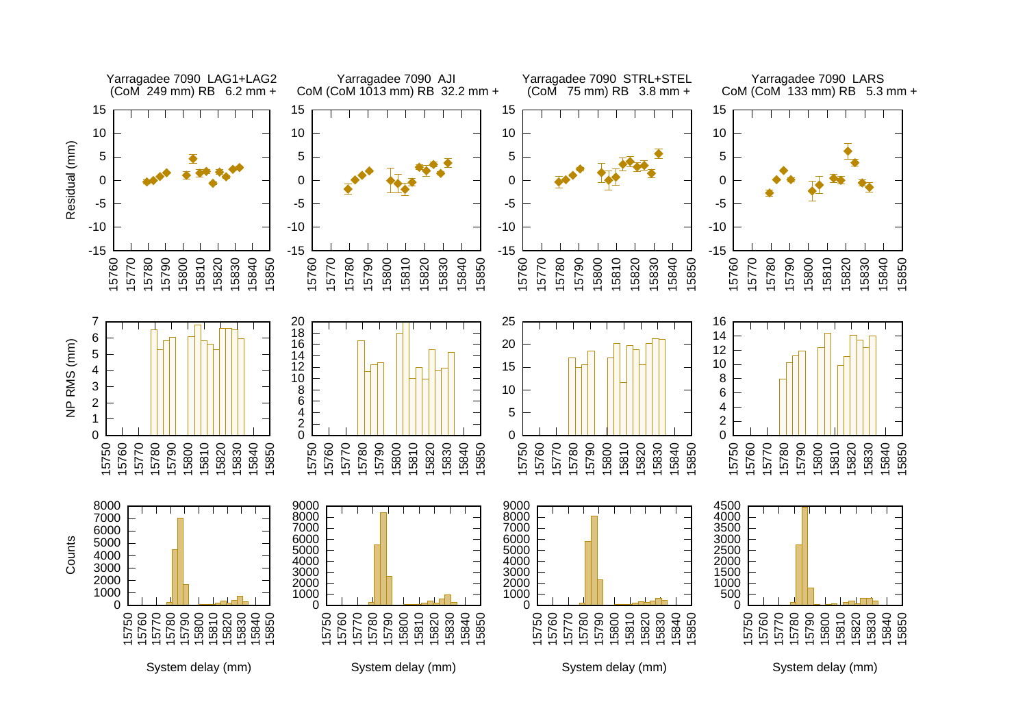Yarragadee 7090 LAG1+LAG2
(CoM 249 mm) RB 6.2 mm +

Yarragadee 7090 AJI
CoM (CoM 1013 mm) RB 32.2 mm +

Yarragadee 7090 STRL+STEL
(CoM 75 mm) RB 3.8 mm +

Yarragadee 7090 LARS
CoM (CoM 133 mm) RB 5.3 mm +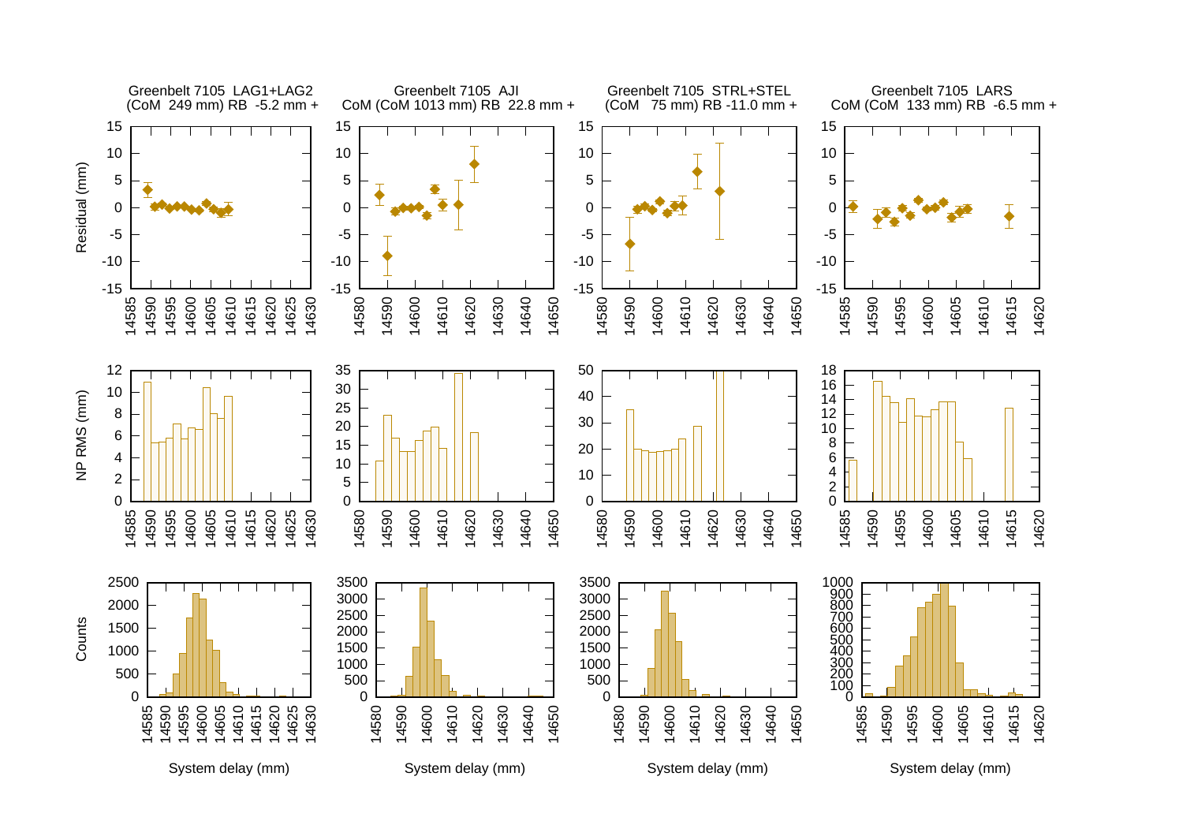Greenbelt 7105 LAG1+LAG2
(CoM 249 mm) RB -5.2 mm +

Greenbelt 7105 AJI
CoM (CoM 1013 mm) RB 22.8 mm +

Greenbelt 7105 STRL+STEL
(CoM 75 mm) RB -11.0 mm +

Greenbelt 7105 LARS
CoM (CoM 133 mm) RB -6.5 mm +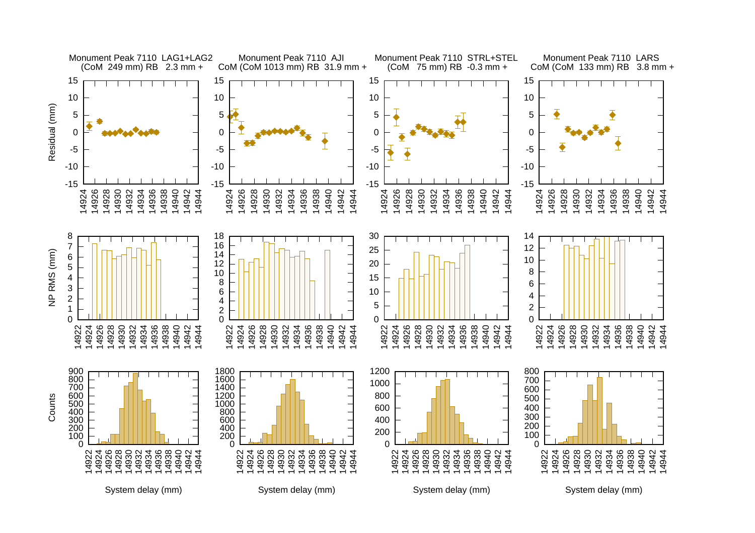Monument Peak 7110 LAG1+LAG2
(CoM 249 mm) RB 2.3 mm +

Monument Peak 7110 AJI
CoM (CoM 1013 mm) RB 31.9 mm +

Monument Peak 7110 STRL+STEL
(CoM 75 mm) RB -0.3 mm +

Monument Peak 7110 LARS
CoM (CoM 133 mm) RB 3.8 mm +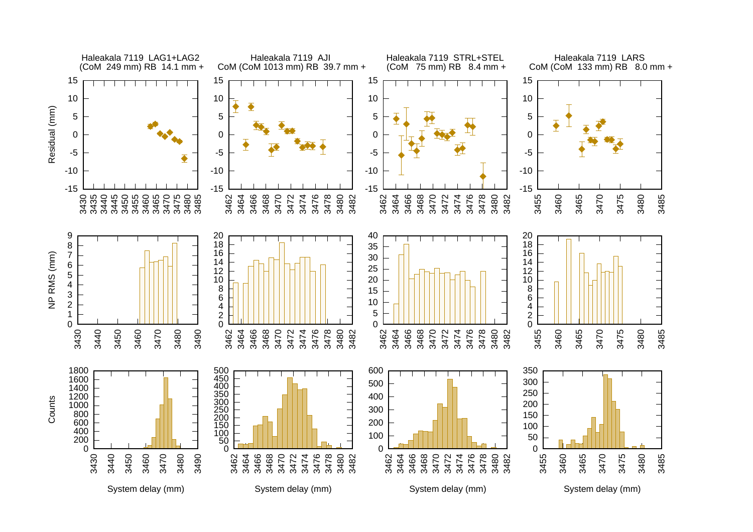Haleakala 7119 LAG1+LAG2
(CoM 249 mm) RB 14.1 mm +

Haleakala 7119 AJI
CoM (CoM 1013 mm) RB 39.7 mm +

Haleakala 7119 STRL+STEL
(CoM 75 mm) RB 8.4 mm +

Haleakala 7119 LARS
CoM (CoM 133 mm) RB 8.0 mm +

Residual (mm)

NP RMS (mm)

Counts

System delay (mm)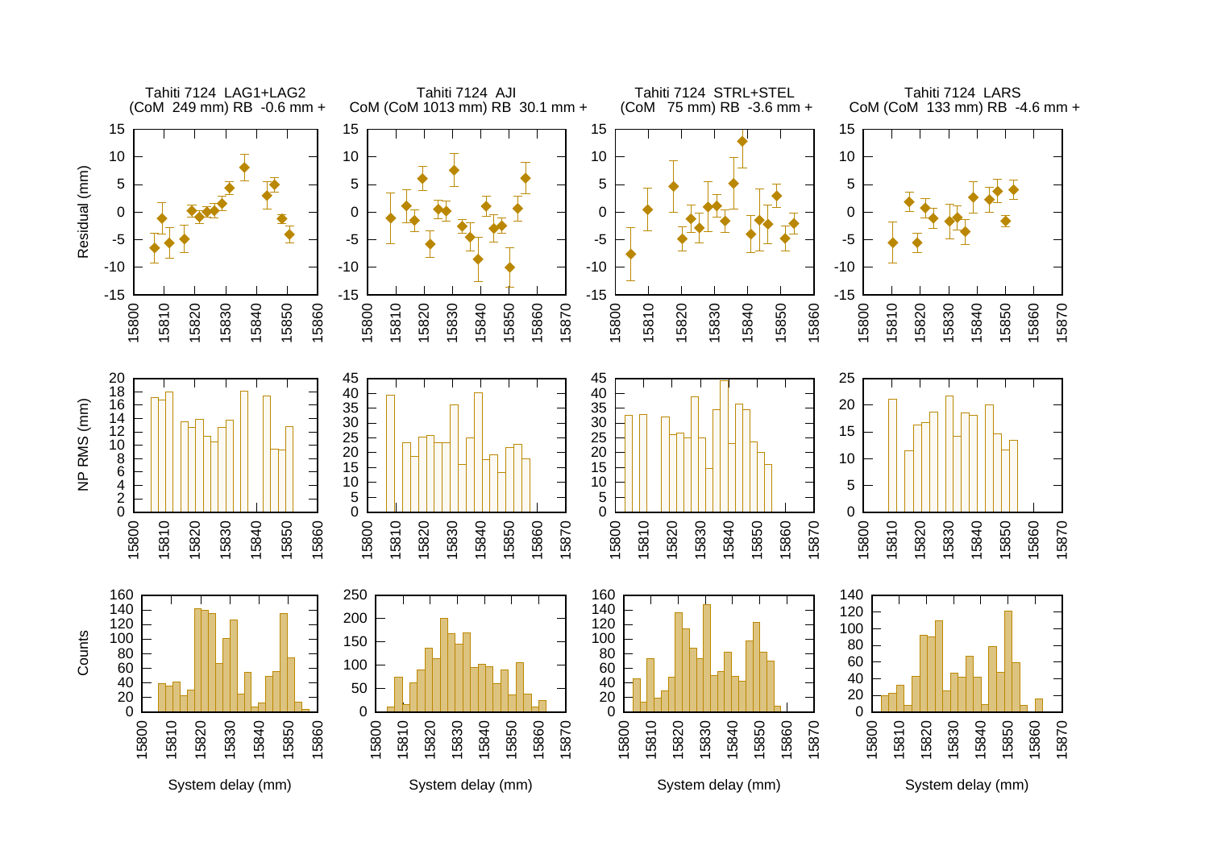Tahiti 7124 LAG1+LAG2
(CoM 249 mm) RB -0.6 mm +

Tahiti 7124 AJI
CoM (CoM 1013 mm) RB 30.1 mm +

Tahiti 7124 STRL+STEL
(CoM 75 mm) RB -3.6 mm +

Tahiti 7124 LARS
CoM (CoM 133 mm) RB -4.6 mm +

Residual (mm)

NP RMS (mm)

Counts

System delay (mm)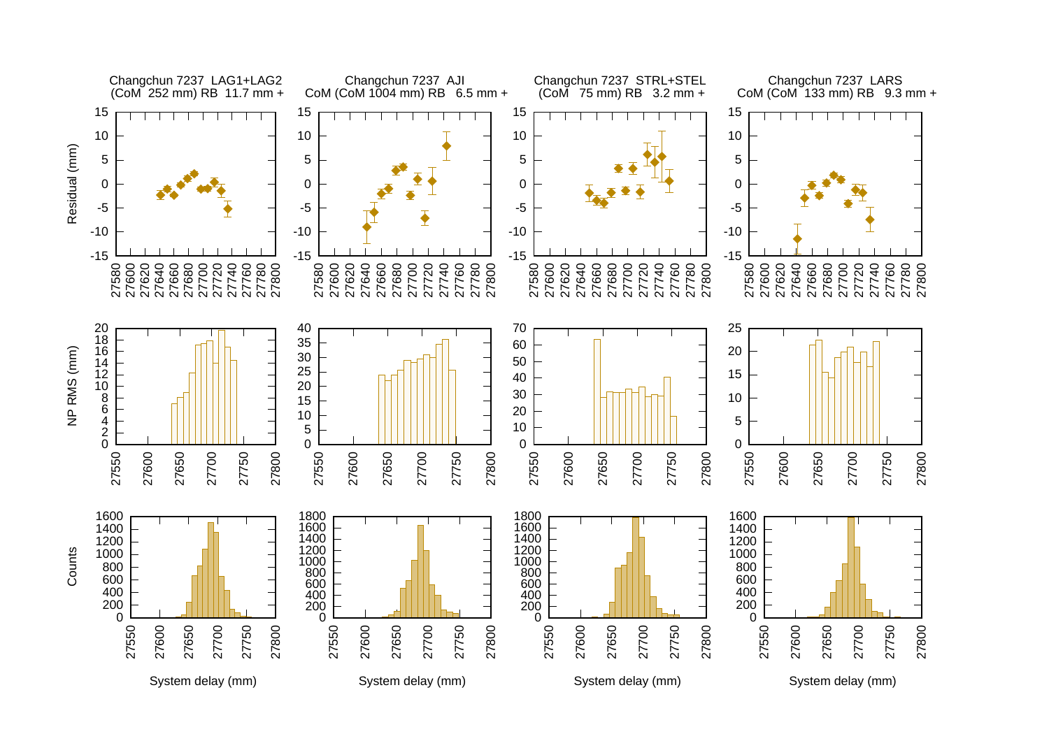Changchun 7237 LAG1+LAG2
(CoM 252 mm) RB 11.7 mm +

Changchun 7237 AJI
CoM (CoM 1004 mm) RB 6.5 mm +

Changchun 7237 STRL+STEL
(CoM 75 mm) RB 3.2 mm +

Changchun 7237 LARS
CoM (CoM 133 mm) RB 9.3 mm +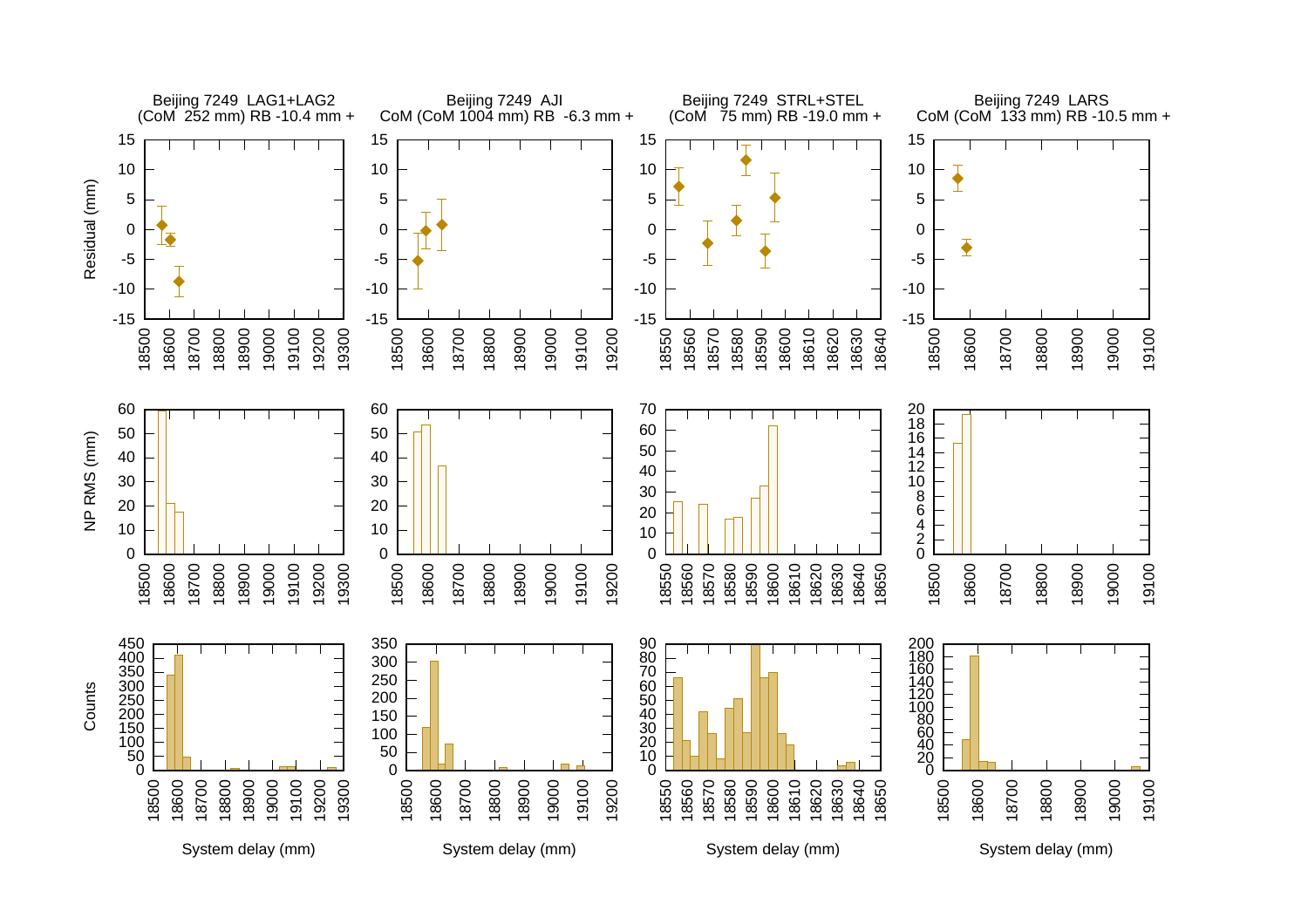Beijing 7249 LAG1+LAG2
(CoM 252 mm) RB -10.4 mm +

Beijing 7249 AJI
CoM (CoM 1004 mm) RB -6.3 mm +

Beijing 7249 STRL+STEL
(CoM 75 mm) RB -19.0 mm +

Beijing 7249 LARS
CoM (CoM 133 mm) RB -10.5 mm +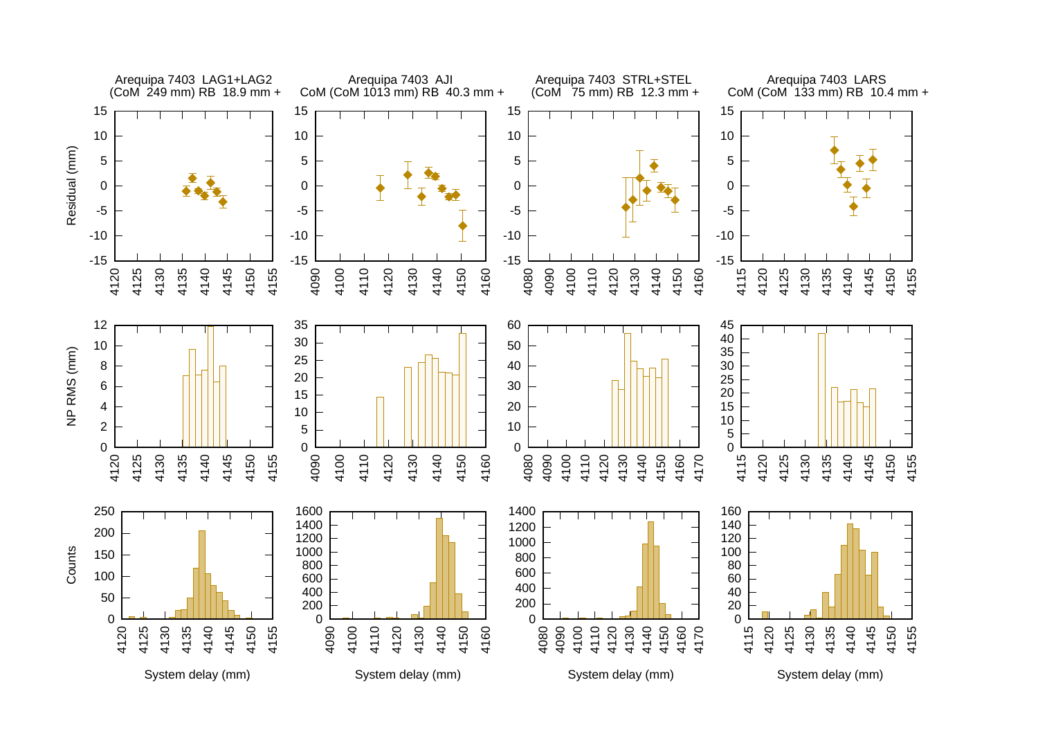Arequipa 7403 LAG1+LAG2
(CoM 249 mm) RB 18.9 mm +

Arequipa 7403 AJI
CoM (CoM 1013 mm) RB 40.3 mm +

Arequipa 7403 STRL+STEL
(CoM 75 mm) RB 12.3 mm +

Arequipa 7403 LARS
CoM (CoM 133 mm) RB 10.4 mm +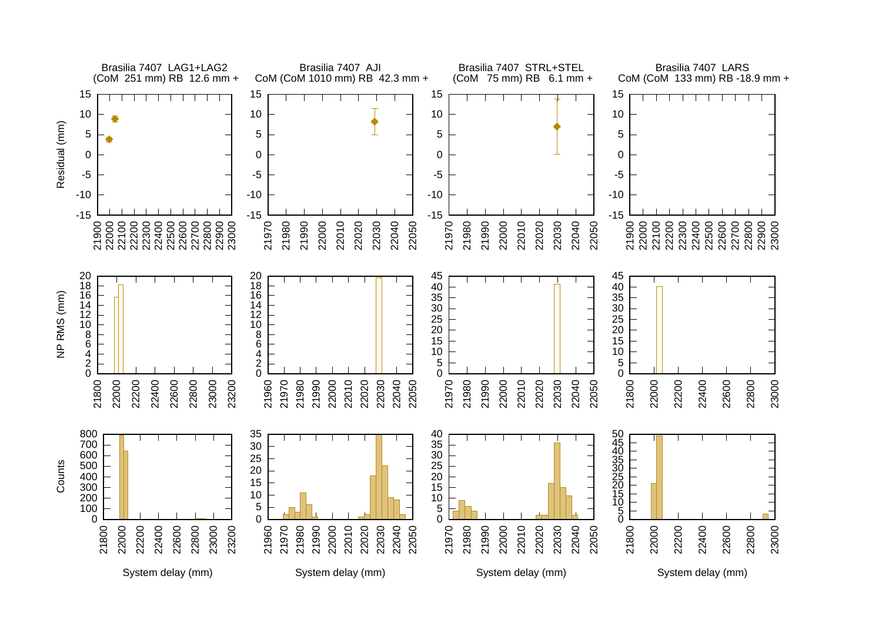Brasilia 7407 LAG1+LAG2
(CoM 251 mm) RB 12.6 mm +

Brasilia 7407 AJI
CoM (CoM 1010 mm) RB 42.3 mm +

Brasilia 7407 STRL+STEL
(CoM 75 mm) RB 6.1 mm +

Brasilia 7407 LARS
CoM (CoM 133 mm) RB -18.9 mm +

Residual (mm)

NP RMS (mm)

Counts

System delay (mm)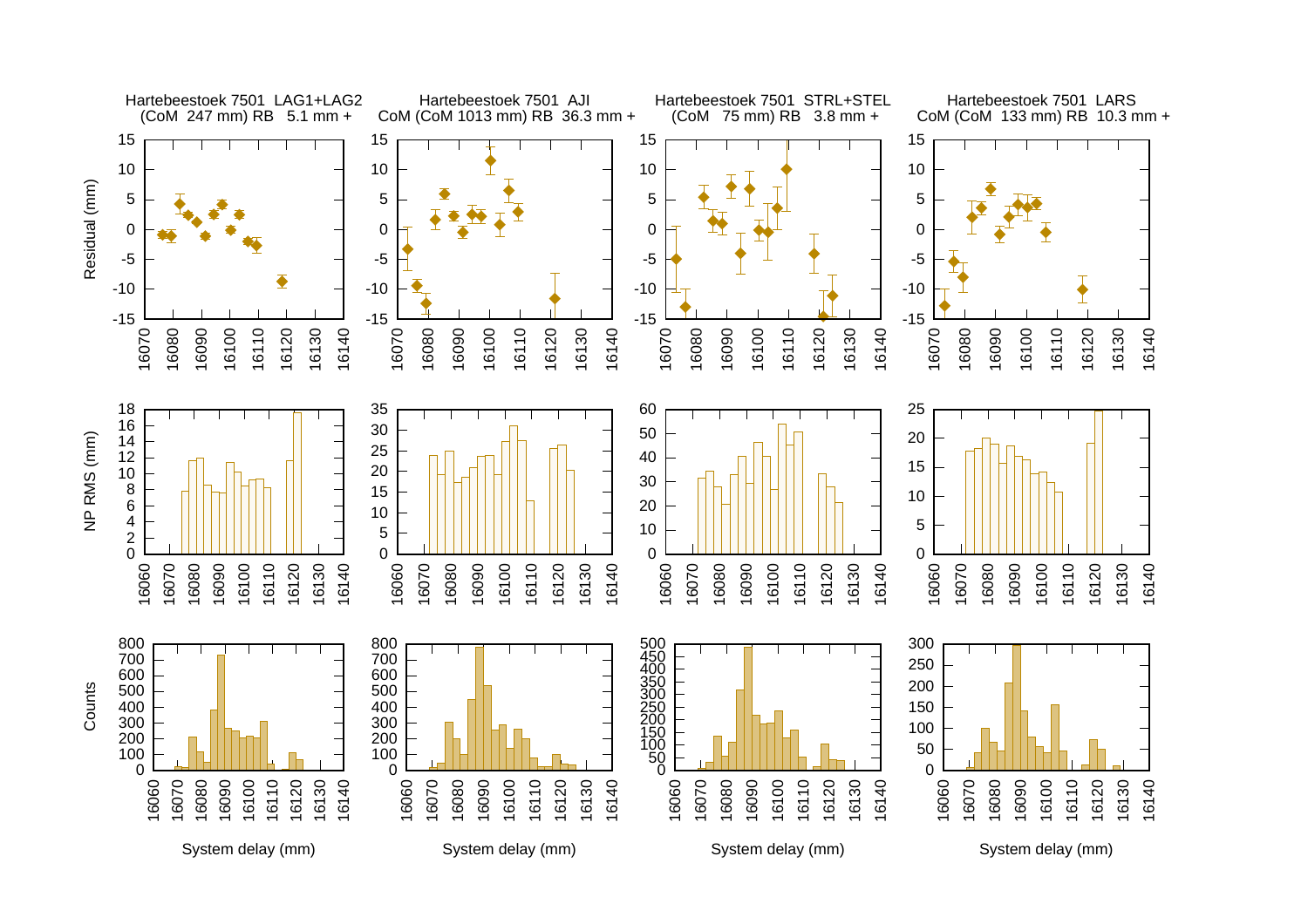Hartebeestoek 7501 LAG1+LAG2
(CoM 247 mm) RB 5.1 mm +

Hartebeestoek 7501 AJI
CoM (CoM 1013 mm) RB 36.3 mm +

Hartebeestoek 7501 STRL+STEL
(CoM 75 mm) RB 3.8 mm +

Hartebeestoek 7501 LARS
CoM (CoM 133 mm) RB 10.3 mm +

Residual (mm)

NP RMS (mm)

Counts

System delay (mm)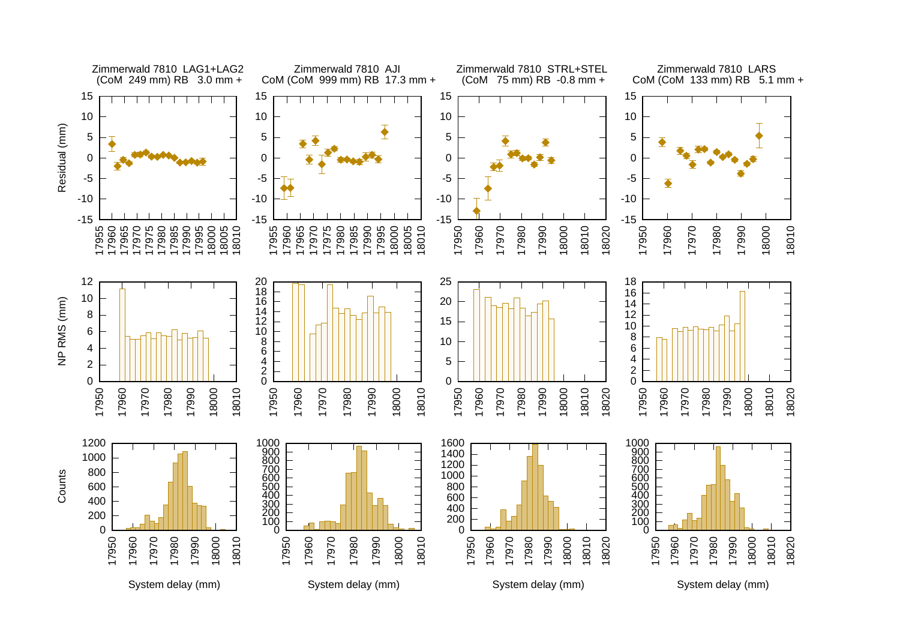Zimmerwald 7810 LAG1+LAG2
(CoM 249 mm) RB 3.0 mm +

Zimmerwald 7810 AJI
CoM (CoM 999 mm) RB 17.3 mm +

Zimmerwald 7810 STRL+STEL
(CoM 75 mm) RB -0.8 mm +

Zimmerwald 7810 LARS
CoM (CoM 133 mm) RB 5.1 mm +

Residual (mm)

NP RMS (mm)

Counts

System delay (mm)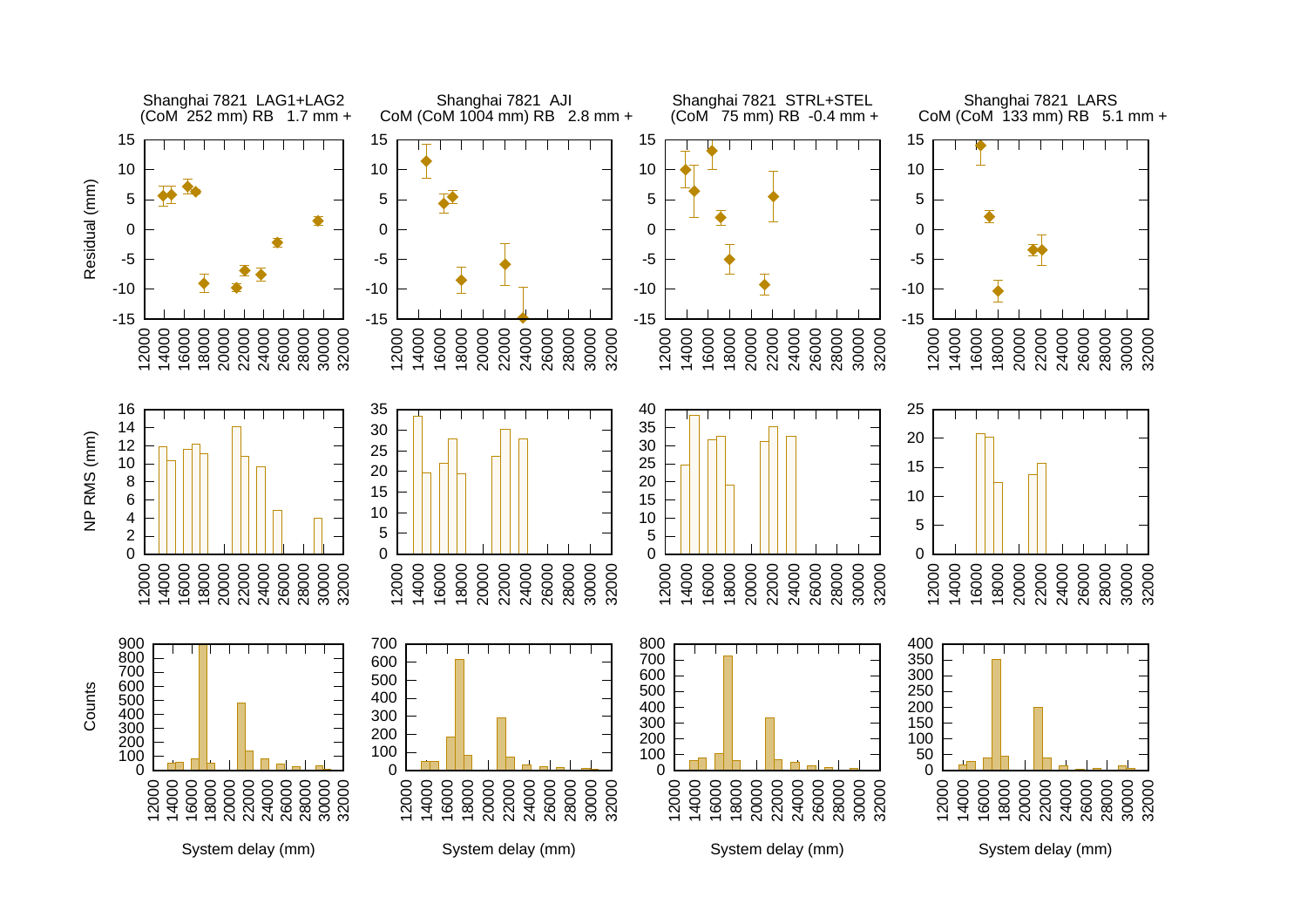Shanghai 7821 LAG1+LAG2
(CoM 252 mm) RB 1.7 mm +

Shanghai 7821 AJI
CoM (CoM 1004 mm) RB 2.8 mm +

Shanghai 7821 STRL+STEL
(CoM 75 mm) RB -0.4 mm +

Shanghai 7821 LARS
CoM (CoM 133 mm) RB 5.1 mm +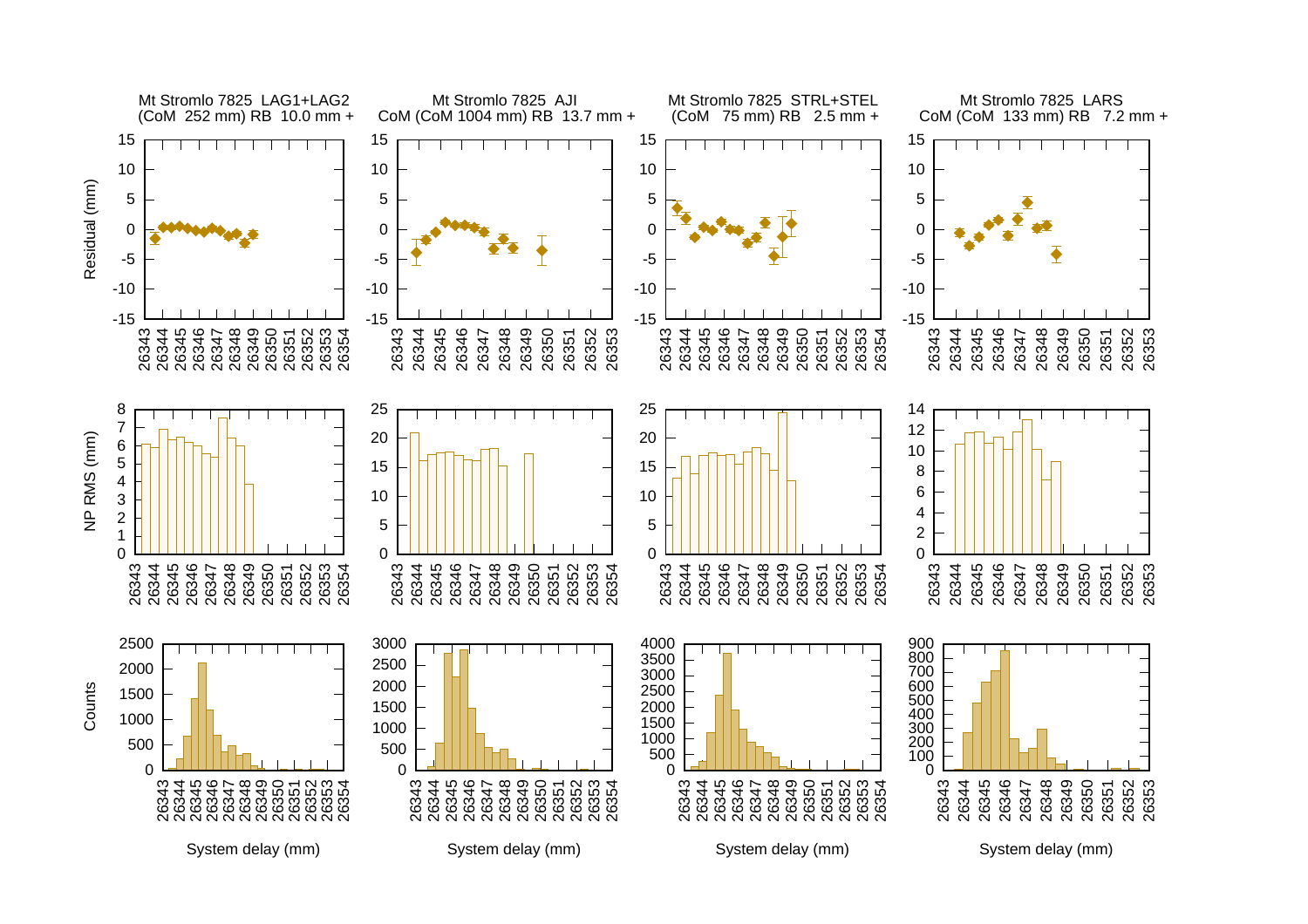Mt Stromlo 7825 LAG1+LAG2
(CoM 252 mm) RB 10.0 mm +

Mt Stromlo 7825 AJI
CoM (CoM 1004 mm) RB 13.7 mm +

Mt Stromlo 7825 STRL+STEL
(CoM 75 mm) RB 2.5 mm +

Mt Stromlo 7825 LARS
CoM (CoM 133 mm) RB 7.2 mm +

Residual (mm)

NP RMS (mm)

Counts

System delay (mm)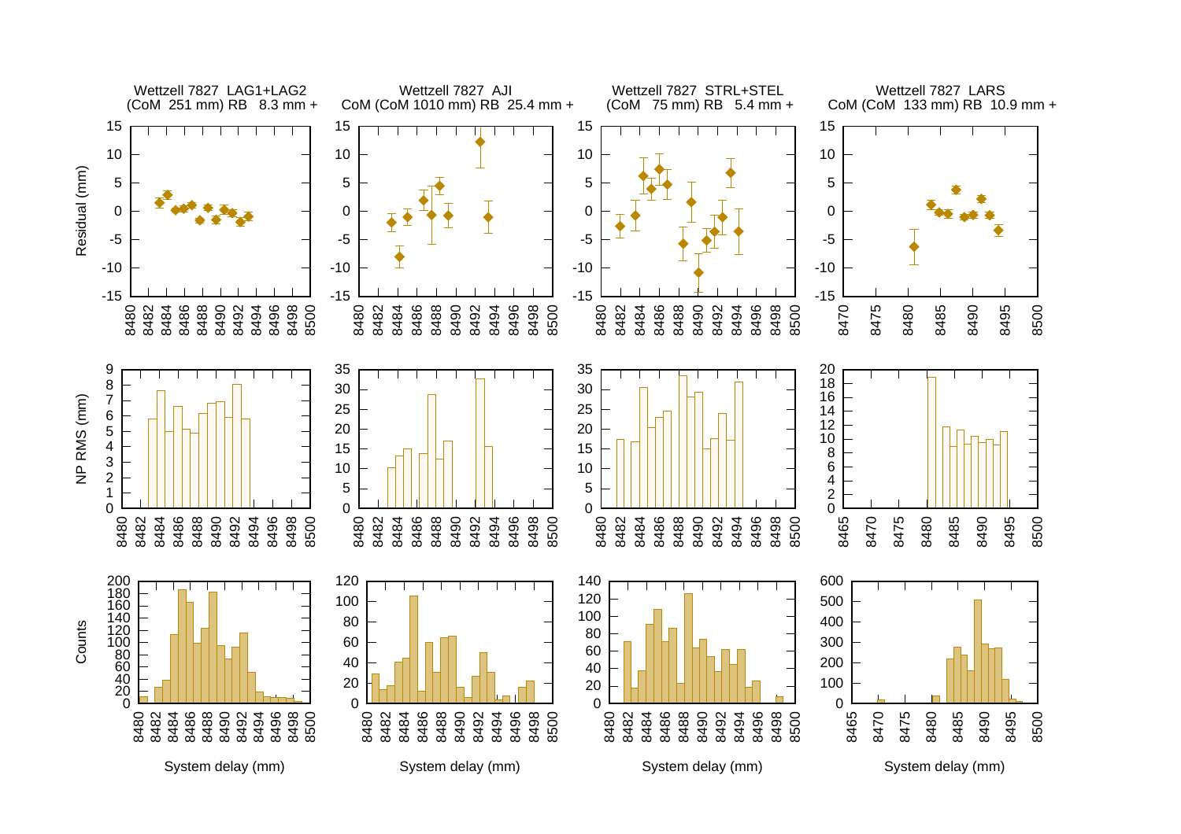Wettzell 7827 LAG1+LAG2
(CoM 251 mm) RB 8.3 mm +

Wettzell 7827 AJI
CoM (CoM 1010 mm) RB 25.4 mm +

Wettzell 7827 STRL+STEL
(CoM 75 mm) RB 5.4 mm +

Wettzell 7827 LARS
CoM (CoM 133 mm) RB 10.9 mm +

Residual (mm)

NP RMS (mm)

Counts

System delay (mm)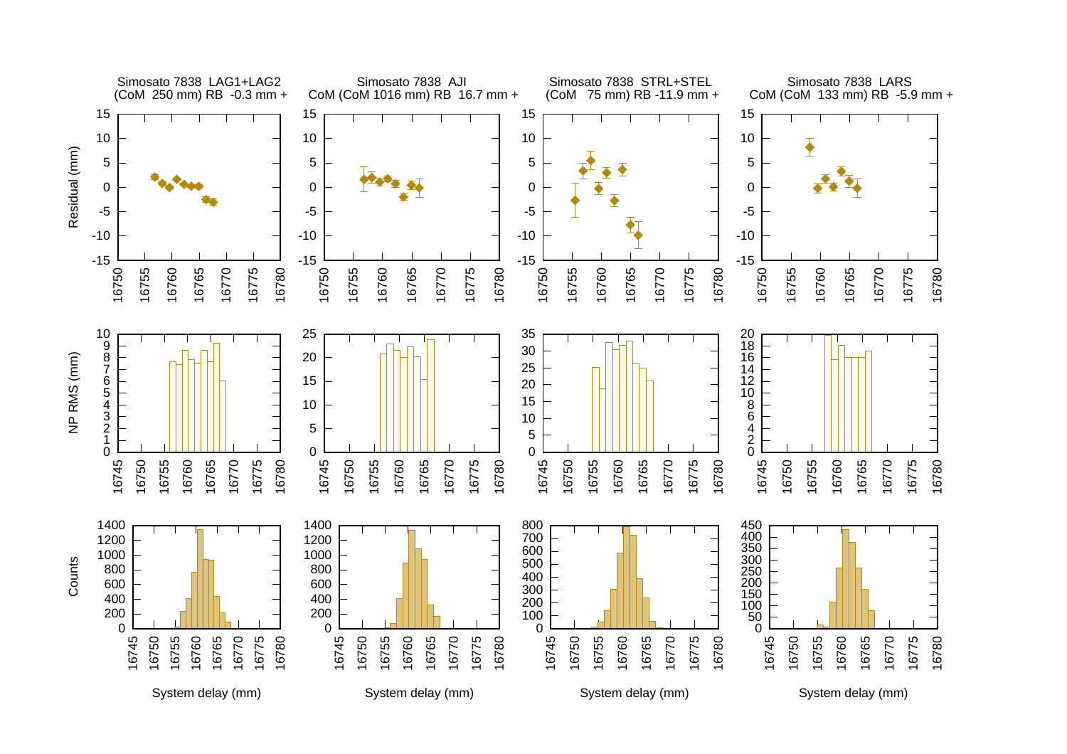Simosato 7838 LAG1+LAG2
(CoM 250 mm) RB -0.3 mm +

Simosato 7838 AJI
CoM (CoM 1016 mm) RB 16.7 mm +

Simosato 7838 STRL+STEL
(CoM 75 mm) RB -11.9 mm +

Simosato 7838 LARS
CoM (CoM 133 mm) RB -5.9 mm +

Residual (mm)

NP RMS (mm)

Counts

System delay (mm)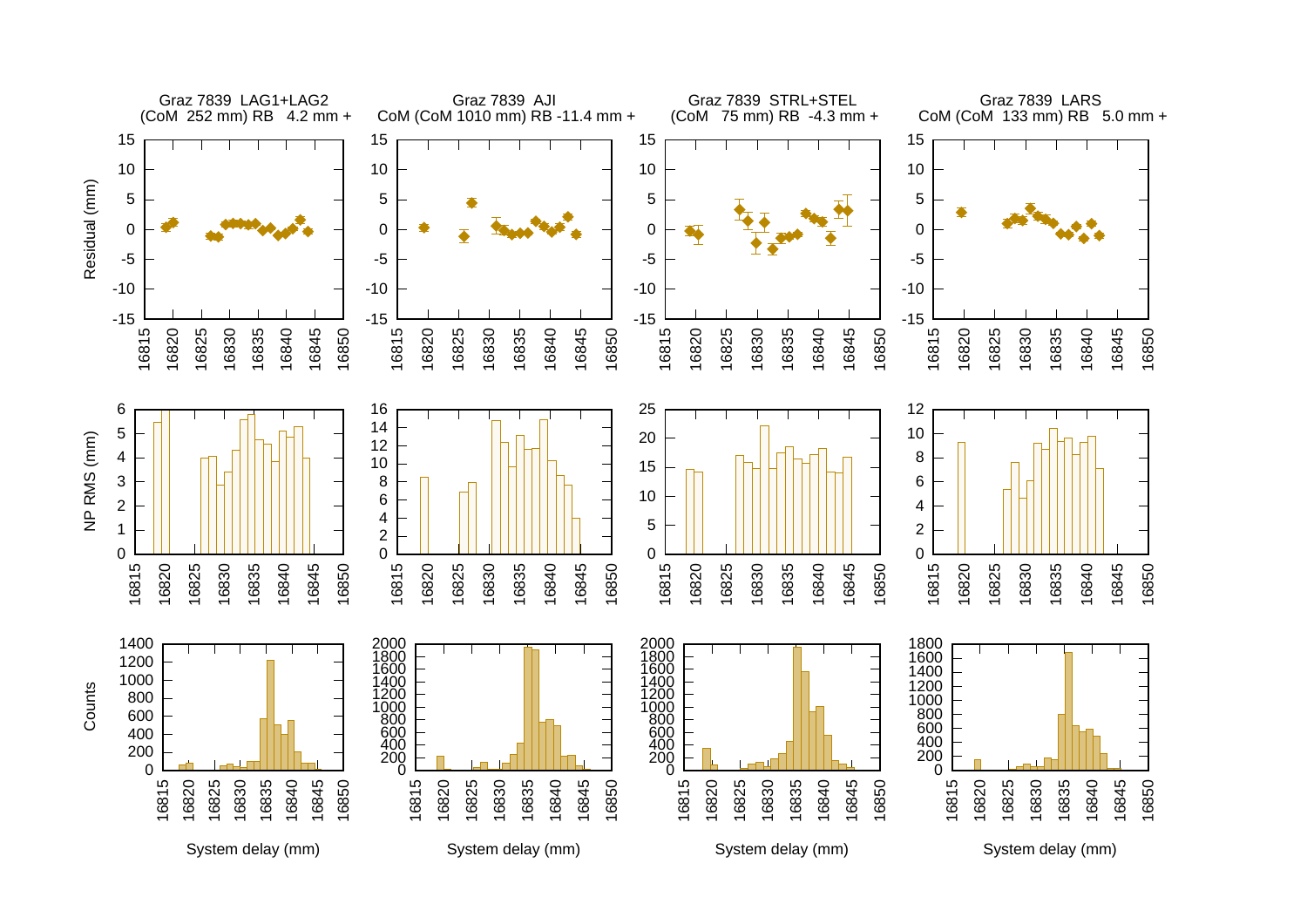Graz 7839 LAG1+LAG2
(CoM 252 mm) RB 4.2 mm +

Graz 7839 AJI
CoM (CoM 1010 mm) RB -11.4 mm +

Graz 7839 STRL+STEL
(CoM 75 mm) RB -4.3 mm +

Graz 7839 LARS
CoM (CoM 133 mm) RB 5.0 mm +

Residual (mm)

NP RMS (mm)

Counts

System delay (mm)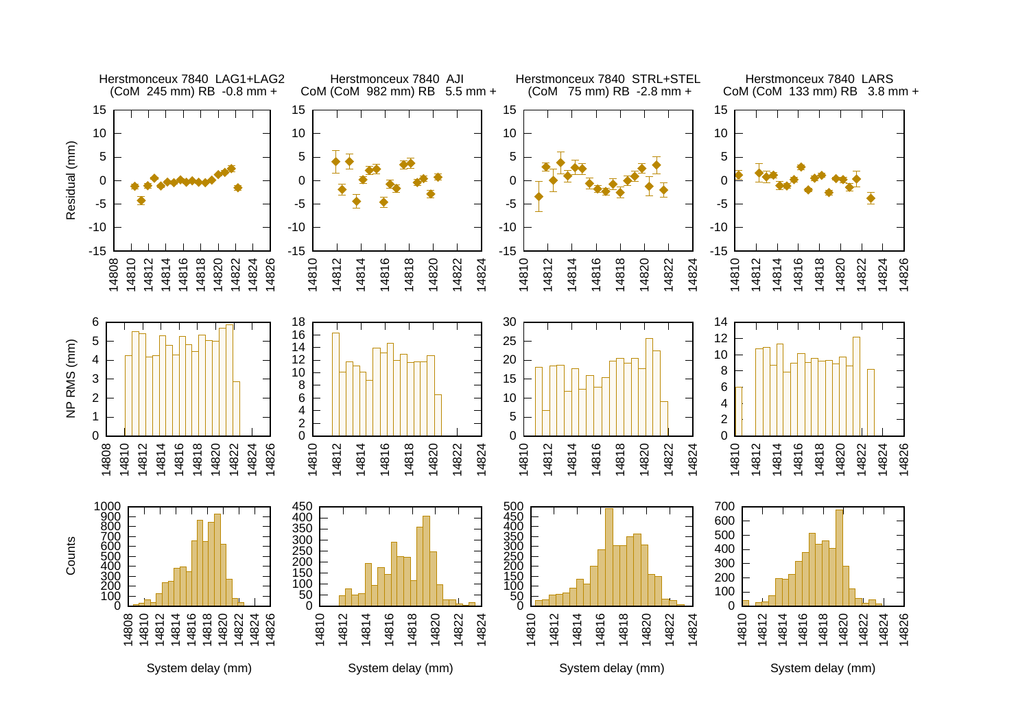Herstmonceux 7840 LAG1+LAG2
(CoM 245 mm) RB -0.8 mm +

Herstmonceux 7840 AJI
CoM (CoM 982 mm) RB 5.5 mm +

Herstmonceux 7840 STRL+STEL
(CoM 75 mm) RB -2.8 mm +

Herstmonceux 7840 LARS
CoM (CoM 133 mm) RB 3.8 mm +

Residual (mm)

NP RMS (mm)

Counts

System delay (mm)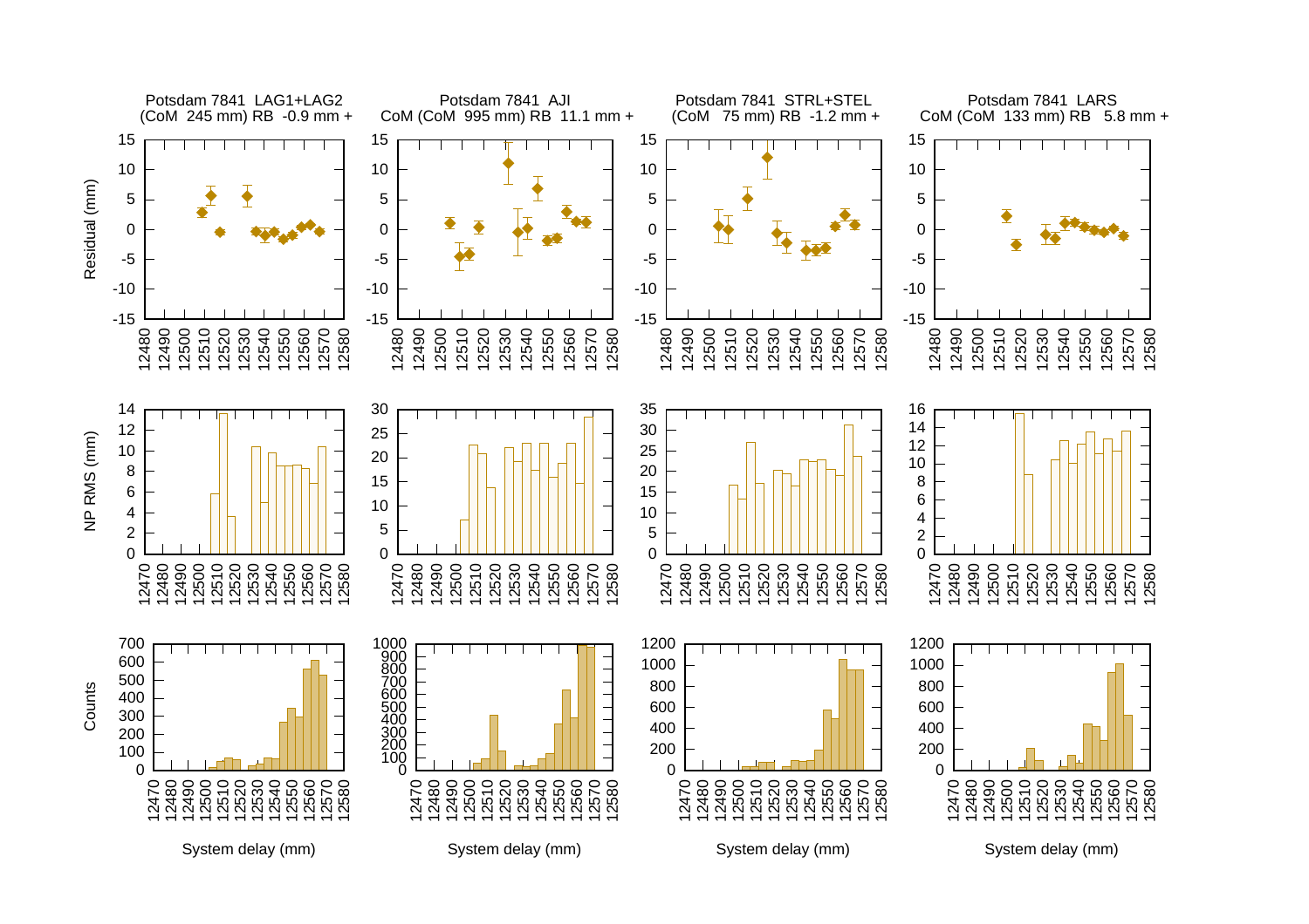Potsdam 7841 LAG1+LAG2
(CoM 245 mm) RB -0.9 mm +

Potsdam 7841 AJI
CoM (CoM 995 mm) RB 11.1 mm +

Potsdam 7841 STRL+STEL
(CoM 75 mm) RB -1.2 mm +

Potsdam 7841 LARS
CoM (CoM 133 mm) RB 5.8 mm +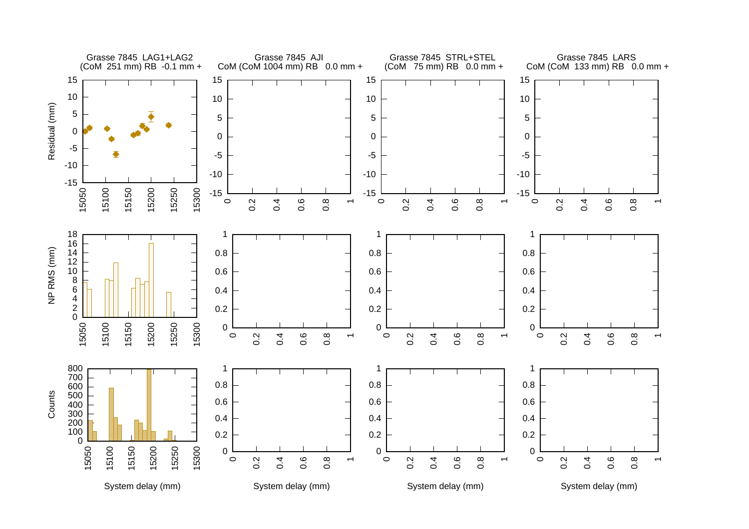Grasse 7845 LAG1+LAG2
(CoM 251 mm) RB -0.1 mm +

Grasse 7845 AJI
CoM (CoM 1004 mm) RB 0.0 mm +

Grasse 7845 STRL+STEL
(CoM 75 mm) RB 0.0 mm +

Grasse 7845 LARS
CoM (CoM 133 mm) RB 0.0 mm +

Residual (mm)

NP RMS (mm)

Counts

System delay (mm)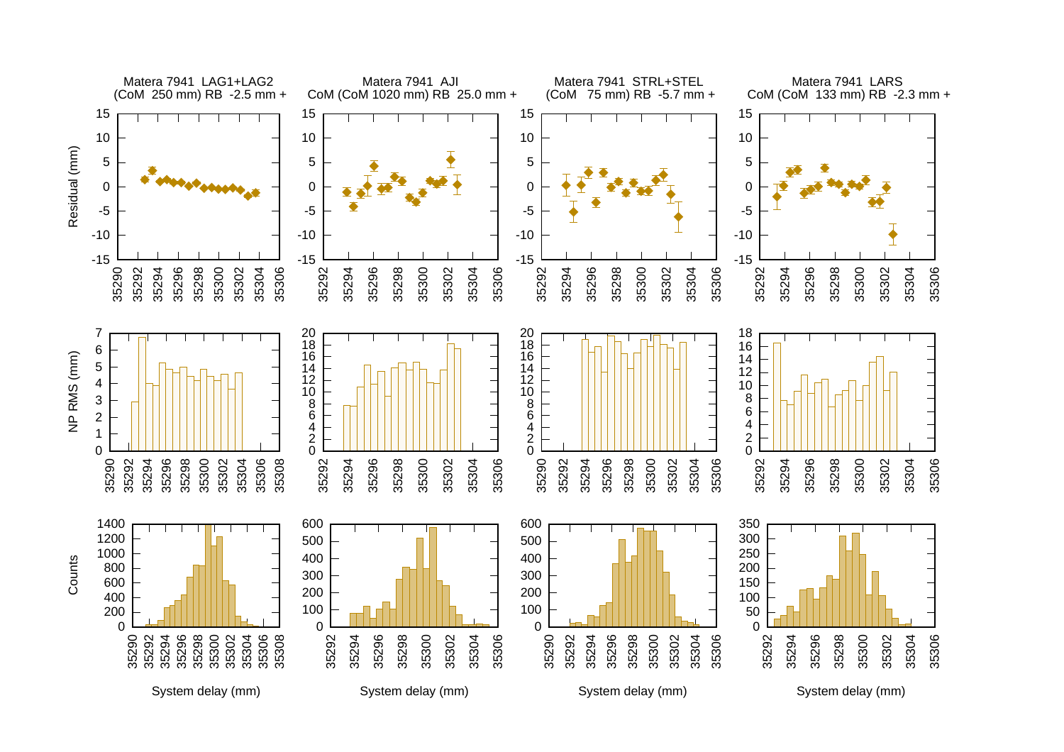Matera 7941 LAG1+LAG2 (CoM 250 mm) RB -2.5 mm +

Matera 7941 AJI CoM (CoM 1020 mm) RB 25.0 mm +

Matera 7941 STRL+STEL (CoM 75 mm) RB -5.7 mm +

Matera 7941 LARS CoM (CoM 133 mm) RB -2.3 mm +

Residual (mm)

NP RMS (mm)

Counts

System delay (mm)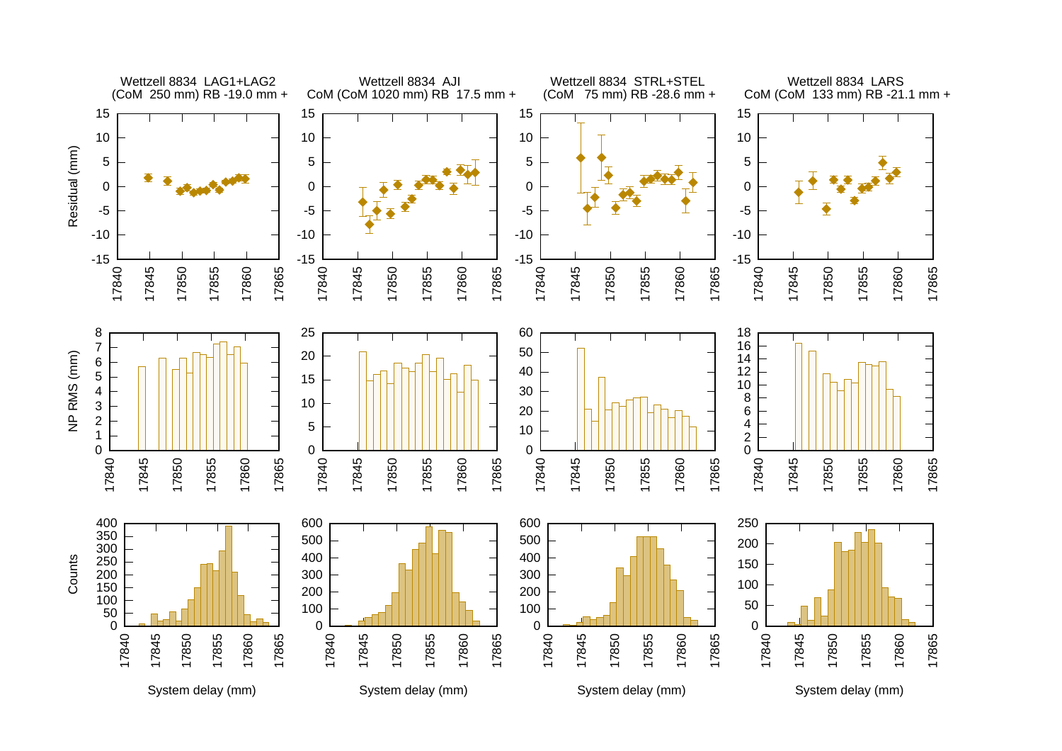Wettzell 8834 LAG1+LAG2
(CoM 250 mm) RB -19.0 mm +

Wettzell 8834 AJI
CoM (CoM 1020 mm) RB 17.5 mm +

Wettzell 8834 STRL+STEL
(CoM 75 mm) RB -28.6 mm +

Wettzell 8834 LARS
CoM (CoM 133 mm) RB -21.1 mm +

Residual (mm)

15
10
5
0
-5
-10
-15

17840 17845 17850 17855 17860 17865

NP RMS (mm)

8
7
6
5
4
3
2
1
0

25
20
15
10
5
0

60
50
40
30
20
10
0

18
16
14
12
10
8
6
4
2
0

17840 17845 17850 17855 17860 17865

Counts

400
350
300
250
200
150
100
50
0

600
500
400
300
200
100
0

600
500
400
300
200
100
0

250
200
150
100
50
0

17840 17845 17850 17855 17860 17865

System delay (mm)